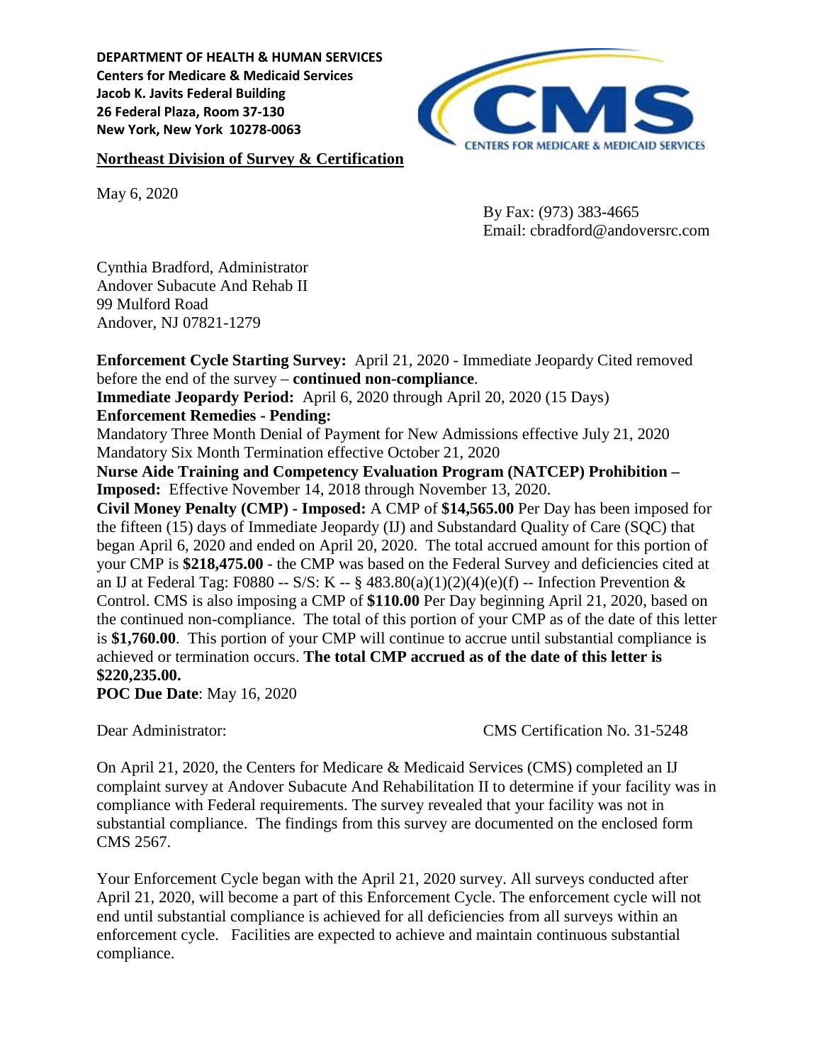**DEPARTMENT OF HEALTH & HUMAN SERVICES**
**Centers for Medicare & Medicaid Services**
**Jacob K. Javits Federal Building**
**26 Federal Plaza, Room 37-130**
**New York, New York 10278-0063**

**Northeast Division of Survey & Certification**

May 6, 2020

By Fax: (973) 383-4665
Email: cbradford@andoversrc.com

Cynthia Bradford, Administrator
Andover Subacute And Rehab II
99 Mulford Road
Andover, NJ 07821-1279

**Enforcement Cycle Starting Survey:** April 21, 2020 - Immediate Jeopardy Cited removed before the end of the survey – **continued non-compliance**.
**Immediate Jeopardy Period:** April 6, 2020 through April 20, 2020 (15 Days)
**Enforcement Remedies - Pending:**
Mandatory Three Month Denial of Payment for New Admissions effective July 21, 2020
Mandatory Six Month Termination effective October 21, 2020
**Nurse Aide Training and Competency Evaluation Program (NATCEP) Prohibition – Imposed:** Effective November 14, 2018 through November 13, 2020.
**Civil Money Penalty (CMP) - Imposed:** A CMP of **$14,565.00** Per Day has been imposed for the fifteen (15) days of Immediate Jeopardy (IJ) and Substandard Quality of Care (SQC) that began April 6, 2020 and ended on April 20, 2020. The total accrued amount for this portion of your CMP is **$218,475.00** - the CMP was based on the Federal Survey and deficiencies cited at an IJ at Federal Tag: F0880 -- S/S: K -- § 483.80(a)(1)(2)(4)(e)(f) -- Infection Prevention & Control. CMS is also imposing a CMP of **$110.00** Per Day beginning April 21, 2020, based on the continued non-compliance. The total of this portion of your CMP as of the date of this letter is **$1,760.00**. This portion of your CMP will continue to accrue until substantial compliance is achieved or termination occurs. **The total CMP accrued as of the date of this letter is $220,235.00.**
**POC Due Date**: May 16, 2020

Dear Administrator: CMS Certification No. 31-5248

On April 21, 2020, the Centers for Medicare & Medicaid Services (CMS) completed an IJ complaint survey at Andover Subacute And Rehabilitation II to determine if your facility was in compliance with Federal requirements. The survey revealed that your facility was not in substantial compliance. The findings from this survey are documented on the enclosed form CMS 2567.

Your Enforcement Cycle began with the April 21, 2020 survey. All surveys conducted after April 21, 2020, will become a part of this Enforcement Cycle. The enforcement cycle will not end until substantial compliance is achieved for all deficiencies from all surveys within an enforcement cycle. Facilities are expected to achieve and maintain continuous substantial compliance.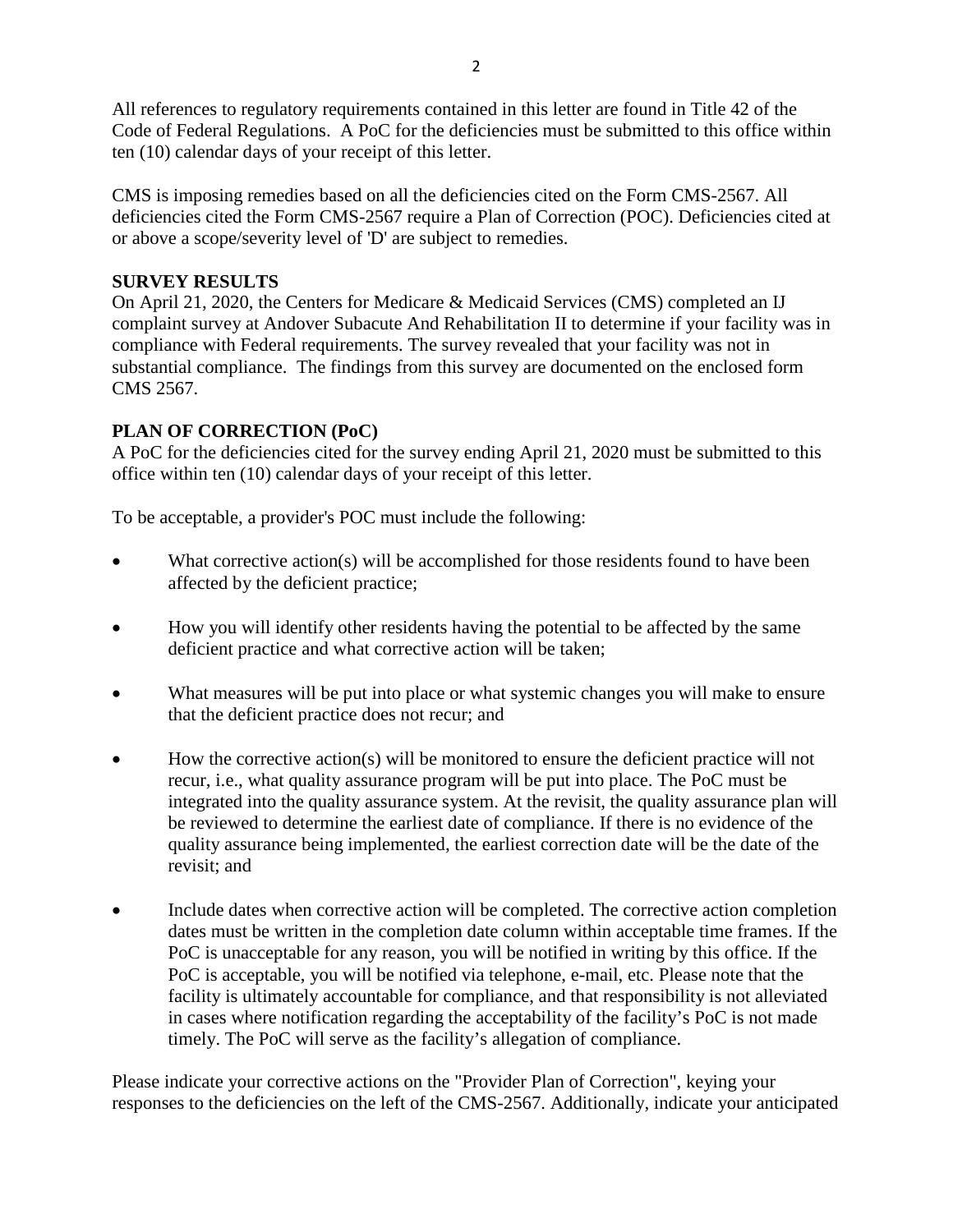All references to regulatory requirements contained in this letter are found in Title 42 of the Code of Federal Regulations. A PoC for the deficiencies must be submitted to this office within ten (10) calendar days of your receipt of this letter.

CMS is imposing remedies based on all the deficiencies cited on the Form CMS-2567. All deficiencies cited the Form CMS-2567 require a Plan of Correction (POC). Deficiencies cited at or above a scope/severity level of 'D' are subject to remedies.

**SURVEY RESULTS**
On April 21, 2020, the Centers for Medicare & Medicaid Services (CMS) completed an IJ complaint survey at Andover Subacute And Rehabilitation II to determine if your facility was in compliance with Federal requirements. The survey revealed that your facility was not in substantial compliance. The findings from this survey are documented on the enclosed form CMS 2567.

**PLAN OF CORRECTION (PoC)**
A PoC for the deficiencies cited for the survey ending April 21, 2020 must be submitted to this office within ten (10) calendar days of your receipt of this letter.

To be acceptable, a provider's POC must include the following:

- What corrective action(s) will be accomplished for those residents found to have been affected by the deficient practice;
- How you will identify other residents having the potential to be affected by the same deficient practice and what corrective action will be taken;
- What measures will be put into place or what systemic changes you will make to ensure that the deficient practice does not recur; and
- How the corrective action(s) will be monitored to ensure the deficient practice will not recur, i.e., what quality assurance program will be put into place. The PoC must be integrated into the quality assurance system. At the revisit, the quality assurance plan will be reviewed to determine the earliest date of compliance. If there is no evidence of the quality assurance being implemented, the earliest correction date will be the date of the revisit; and
- Include dates when corrective action will be completed. The corrective action completion dates must be written in the completion date column within acceptable time frames. If the PoC is unacceptable for any reason, you will be notified in writing by this office. If the PoC is acceptable, you will be notified via telephone, e-mail, etc. Please note that the facility is ultimately accountable for compliance, and that responsibility is not alleviated in cases where notification regarding the acceptability of the facility's PoC is not made timely. The PoC will serve as the facility's allegation of compliance.

Please indicate your corrective actions on the "Provider Plan of Correction", keying your responses to the deficiencies on the left of the CMS-2567. Additionally, indicate your anticipated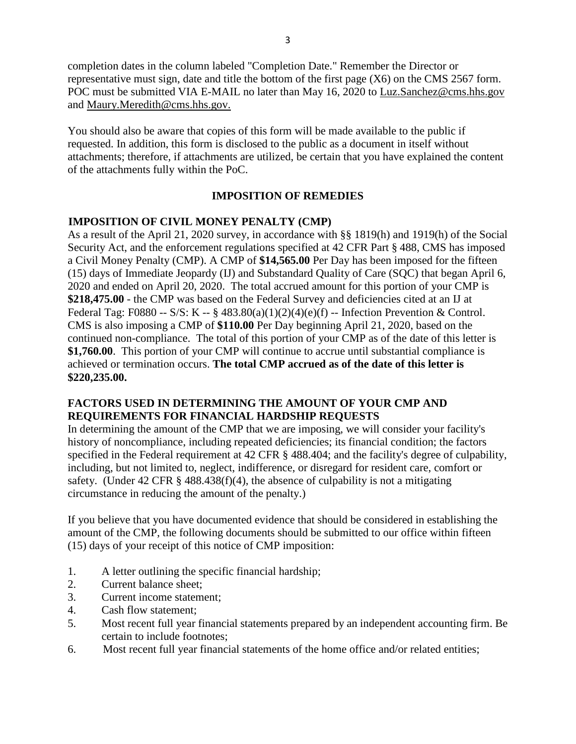completion dates in the column labeled "Completion Date." Remember the Director or representative must sign, date and title the bottom of the first page (X6) on the CMS 2567 form. POC must be submitted VIA E-MAIL no later than May 16, 2020 to Luz.Sanchez@cms.hhs.gov and Maury.Meredith@cms.hhs.gov.

You should also be aware that copies of this form will be made available to the public if requested. In addition, this form is disclosed to the public as a document in itself without attachments; therefore, if attachments are utilized, be certain that you have explained the content of the attachments fully within the PoC.

## IMPOSITION OF REMEDIES

### IMPOSITION OF CIVIL MONEY PENALTY (CMP)

As a result of the April 21, 2020 survey, in accordance with §§ 1819(h) and 1919(h) of the Social Security Act, and the enforcement regulations specified at 42 CFR Part § 488, CMS has imposed a Civil Money Penalty (CMP). A CMP of **$14,565.00** Per Day has been imposed for the fifteen (15) days of Immediate Jeopardy (IJ) and Substandard Quality of Care (SQC) that began April 6, 2020 and ended on April 20, 2020. The total accrued amount for this portion of your CMP is **$218,475.00** - the CMP was based on the Federal Survey and deficiencies cited at an IJ at Federal Tag: F0880 -- S/S: K -- § 483.80(a)(1)(2)(4)(e)(f) -- Infection Prevention & Control. CMS is also imposing a CMP of **$110.00** Per Day beginning April 21, 2020, based on the continued non-compliance. The total of this portion of your CMP as of the date of this letter is **$1,760.00**. This portion of your CMP will continue to accrue until substantial compliance is achieved or termination occurs. **The total CMP accrued as of the date of this letter is $220,235.00.**

### FACTORS USED IN DETERMINING THE AMOUNT OF YOUR CMP AND REQUIREMENTS FOR FINANCIAL HARDSHIP REQUESTS

In determining the amount of the CMP that we are imposing, we will consider your facility's history of noncompliance, including repeated deficiencies; its financial condition; the factors specified in the Federal requirement at 42 CFR § 488.404; and the facility's degree of culpability, including, but not limited to, neglect, indifference, or disregard for resident care, comfort or safety. (Under 42 CFR § 488.438(f)(4), the absence of culpability is not a mitigating circumstance in reducing the amount of the penalty.)

If you believe that you have documented evidence that should be considered in establishing the amount of the CMP, the following documents should be submitted to our office within fifteen (15) days of your receipt of this notice of CMP imposition:

1. A letter outlining the specific financial hardship;
2. Current balance sheet;
3. Current income statement;
4. Cash flow statement;
5. Most recent full year financial statements prepared by an independent accounting firm. Be certain to include footnotes;
6. Most recent full year financial statements of the home office and/or related entities;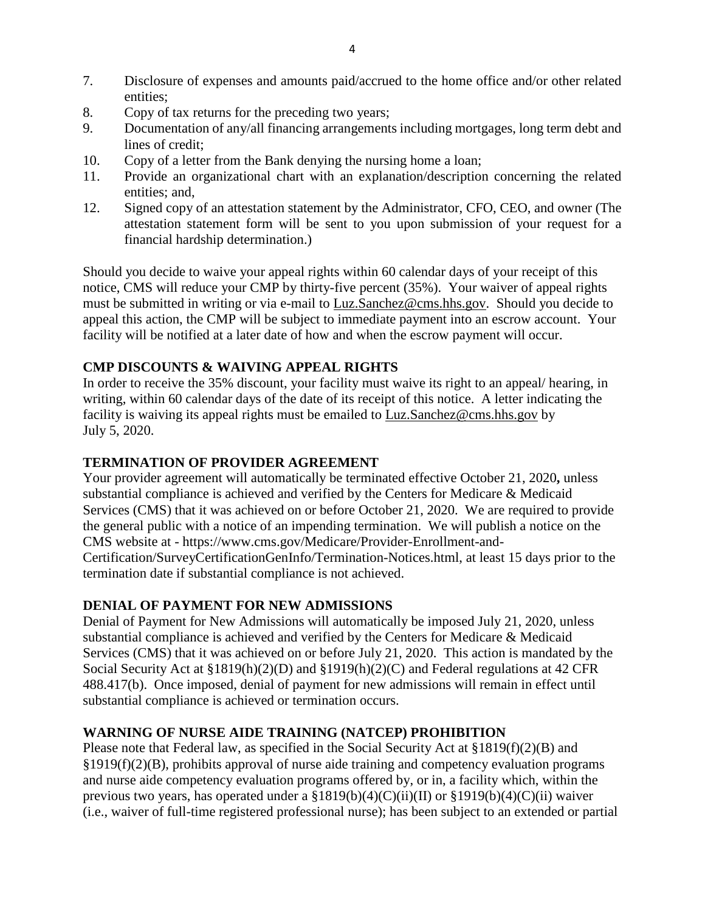7. Disclosure of expenses and amounts paid/accrued to the home office and/or other related entities;
8. Copy of tax returns for the preceding two years;
9. Documentation of any/all financing arrangements including mortgages, long term debt and lines of credit;
10. Copy of a letter from the Bank denying the nursing home a loan;
11. Provide an organizational chart with an explanation/description concerning the related entities; and,
12. Signed copy of an attestation statement by the Administrator, CFO, CEO, and owner (The attestation statement form will be sent to you upon submission of your request for a financial hardship determination.)

Should you decide to waive your appeal rights within 60 calendar days of your receipt of this notice, CMS will reduce your CMP by thirty-five percent (35%). Your waiver of appeal rights must be submitted in writing or via e-mail to Luz.Sanchez@cms.hhs.gov. Should you decide to appeal this action, the CMP will be subject to immediate payment into an escrow account. Your facility will be notified at a later date of how and when the escrow payment will occur.

## CMP DISCOUNTS & WAIVING APPEAL RIGHTS

In order to receive the 35% discount, your facility must waive its right to an appeal/ hearing, in writing, within 60 calendar days of the date of its receipt of this notice. A letter indicating the facility is waiving its appeal rights must be emailed to Luz.Sanchez@cms.hhs.gov by July 5, 2020.

## TERMINATION OF PROVIDER AGREEMENT

Your provider agreement will automatically be terminated effective October 21, 2020**,** unless substantial compliance is achieved and verified by the Centers for Medicare & Medicaid Services (CMS) that it was achieved on or before October 21, 2020. We are required to provide the general public with a notice of an impending termination. We will publish a notice on the CMS website at - https://www.cms.gov/Medicare/Provider-Enrollment-and-Certification/SurveyCertificationGenInfo/Termination-Notices.html, at least 15 days prior to the termination date if substantial compliance is not achieved.

## DENIAL OF PAYMENT FOR NEW ADMISSIONS

Denial of Payment for New Admissions will automatically be imposed July 21, 2020, unless substantial compliance is achieved and verified by the Centers for Medicare & Medicaid Services (CMS) that it was achieved on or before July 21, 2020. This action is mandated by the Social Security Act at §1819(h)(2)(D) and §1919(h)(2)(C) and Federal regulations at 42 CFR 488.417(b). Once imposed, denial of payment for new admissions will remain in effect until substantial compliance is achieved or termination occurs.

## WARNING OF NURSE AIDE TRAINING (NATCEP) PROHIBITION

Please note that Federal law, as specified in the Social Security Act at §1819(f)(2)(B) and §1919(f)(2)(B), prohibits approval of nurse aide training and competency evaluation programs and nurse aide competency evaluation programs offered by, or in, a facility which, within the previous two years, has operated under a §1819(b)(4)(C)(ii)(II) or §1919(b)(4)(C)(ii) waiver (i.e., waiver of full-time registered professional nurse); has been subject to an extended or partial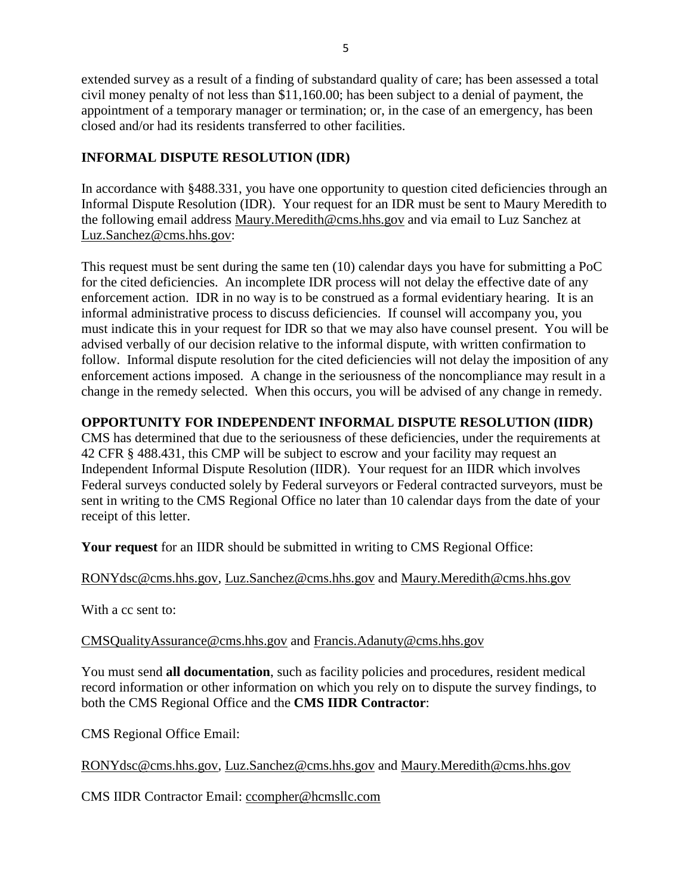extended survey as a result of a finding of substandard quality of care; has been assessed a total civil money penalty of not less than $11,160.00; has been subject to a denial of payment, the appointment of a temporary manager or termination; or, in the case of an emergency, has been closed and/or had its residents transferred to other facilities.

## INFORMAL DISPUTE RESOLUTION (IDR)

In accordance with §488.331, you have one opportunity to question cited deficiencies through an Informal Dispute Resolution (IDR). Your request for an IDR must be sent to Maury Meredith to the following email address Maury.Meredith@cms.hhs.gov and via email to Luz Sanchez at Luz.Sanchez@cms.hhs.gov:

This request must be sent during the same ten (10) calendar days you have for submitting a PoC for the cited deficiencies. An incomplete IDR process will not delay the effective date of any enforcement action. IDR in no way is to be construed as a formal evidentiary hearing. It is an informal administrative process to discuss deficiencies. If counsel will accompany you, you must indicate this in your request for IDR so that we may also have counsel present. You will be advised verbally of our decision relative to the informal dispute, with written confirmation to follow. Informal dispute resolution for the cited deficiencies will not delay the imposition of any enforcement actions imposed. A change in the seriousness of the noncompliance may result in a change in the remedy selected. When this occurs, you will be advised of any change in remedy.

## OPPORTUNITY FOR INDEPENDENT INFORMAL DISPUTE RESOLUTION (IIDR)

CMS has determined that due to the seriousness of these deficiencies, under the requirements at 42 CFR § 488.431, this CMP will be subject to escrow and your facility may request an Independent Informal Dispute Resolution (IIDR). Your request for an IIDR which involves Federal surveys conducted solely by Federal surveyors or Federal contracted surveyors, must be sent in writing to the CMS Regional Office no later than 10 calendar days from the date of your receipt of this letter.

**Your request** for an IIDR should be submitted in writing to CMS Regional Office:

RONYdsc@cms.hhs.gov, Luz.Sanchez@cms.hhs.gov and Maury.Meredith@cms.hhs.gov

With a cc sent to:

CMSQualityAssurance@cms.hhs.gov and Francis.Adanuty@cms.hhs.gov

You must send **all documentation**, such as facility policies and procedures, resident medical record information or other information on which you rely on to dispute the survey findings, to both the CMS Regional Office and the **CMS IIDR Contractor**:

CMS Regional Office Email:

RONYdsc@cms.hhs.gov, Luz.Sanchez@cms.hhs.gov and Maury.Meredith@cms.hhs.gov

CMS IIDR Contractor Email: ccompher@hcmsllc.com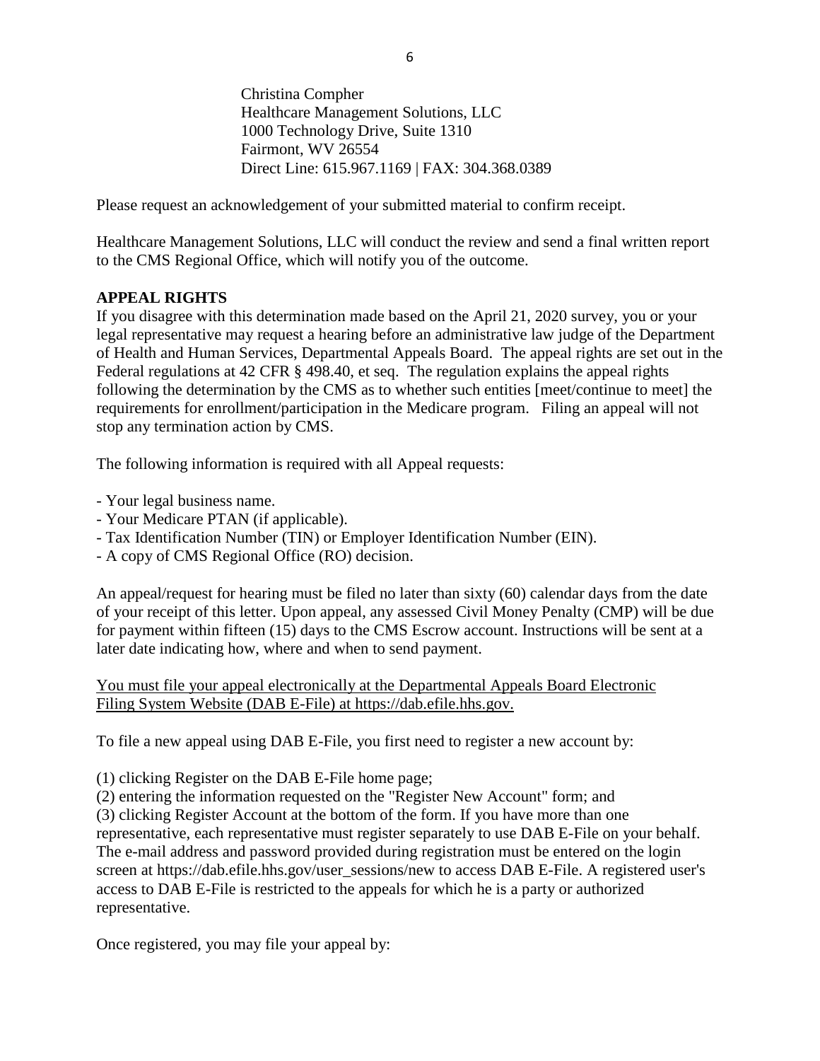Christina Compher
Healthcare Management Solutions, LLC
1000 Technology Drive, Suite 1310
Fairmont, WV 26554
Direct Line: 615.967.1169 | FAX: 304.368.0389

Please request an acknowledgement of your submitted material to confirm receipt.

Healthcare Management Solutions, LLC will conduct the review and send a final written report to the CMS Regional Office, which will notify you of the outcome.

**APPEAL RIGHTS**

If you disagree with this determination made based on the April 21, 2020 survey, you or your legal representative may request a hearing before an administrative law judge of the Department of Health and Human Services, Departmental Appeals Board. The appeal rights are set out in the Federal regulations at 42 CFR § 498.40, et seq. The regulation explains the appeal rights following the determination by the CMS as to whether such entities [meet/continue to meet] the requirements for enrollment/participation in the Medicare program. Filing an appeal will not stop any termination action by CMS.

The following information is required with all Appeal requests:

- Your legal business name.
- Your Medicare PTAN (if applicable).
- Tax Identification Number (TIN) or Employer Identification Number (EIN).
- A copy of CMS Regional Office (RO) decision.

An appeal/request for hearing must be filed no later than sixty (60) calendar days from the date of your receipt of this letter. Upon appeal, any assessed Civil Money Penalty (CMP) will be due for payment within fifteen (15) days to the CMS Escrow account. Instructions will be sent at a later date indicating how, where and when to send payment.

<u>You must file your appeal electronically at the Departmental Appeals Board Electronic Filing System Website (DAB E-File) at https://dab.efile.hhs.gov.</u>

To file a new appeal using DAB E-File, you first need to register a new account by:

(1) clicking Register on the DAB E-File home page;
(2) entering the information requested on the "Register New Account" form; and
(3) clicking Register Account at the bottom of the form. If you have more than one representative, each representative must register separately to use DAB E-File on your behalf. The e-mail address and password provided during registration must be entered on the login screen at https://dab.efile.hhs.gov/user_sessions/new to access DAB E-File. A registered user's access to DAB E-File is restricted to the appeals for which he is a party or authorized representative.

Once registered, you may file your appeal by: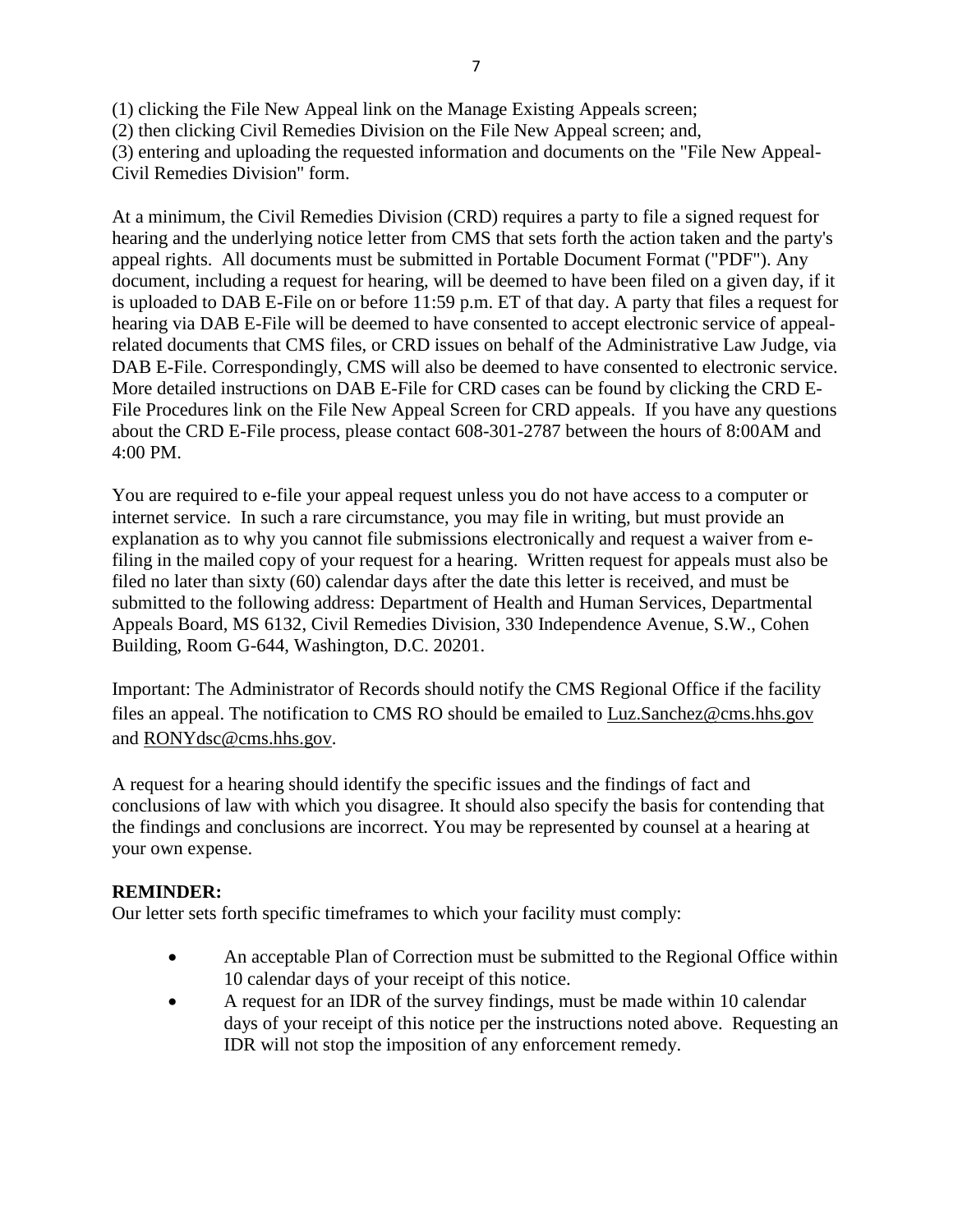(1) clicking the File New Appeal link on the Manage Existing Appeals screen;
(2) then clicking Civil Remedies Division on the File New Appeal screen; and,
(3) entering and uploading the requested information and documents on the "File New Appeal-Civil Remedies Division" form.

At a minimum, the Civil Remedies Division (CRD) requires a party to file a signed request for hearing and the underlying notice letter from CMS that sets forth the action taken and the party's appeal rights. All documents must be submitted in Portable Document Format ("PDF"). Any document, including a request for hearing, will be deemed to have been filed on a given day, if it is uploaded to DAB E-File on or before 11:59 p.m. ET of that day. A party that files a request for hearing via DAB E-File will be deemed to have consented to accept electronic service of appeal-related documents that CMS files, or CRD issues on behalf of the Administrative Law Judge, via DAB E-File. Correspondingly, CMS will also be deemed to have consented to electronic service. More detailed instructions on DAB E-File for CRD cases can be found by clicking the CRD E-File Procedures link on the File New Appeal Screen for CRD appeals. If you have any questions about the CRD E-File process, please contact 608-301-2787 between the hours of 8:00AM and 4:00 PM.

You are required to e-file your appeal request unless you do not have access to a computer or internet service. In such a rare circumstance, you may file in writing, but must provide an explanation as to why you cannot file submissions electronically and request a waiver from e-filing in the mailed copy of your request for a hearing. Written request for appeals must also be filed no later than sixty (60) calendar days after the date this letter is received, and must be submitted to the following address: Department of Health and Human Services, Departmental Appeals Board, MS 6132, Civil Remedies Division, 330 Independence Avenue, S.W., Cohen Building, Room G-644, Washington, D.C. 20201.

Important: The Administrator of Records should notify the CMS Regional Office if the facility files an appeal. The notification to CMS RO should be emailed to Luz.Sanchez@cms.hhs.gov and RONYdsc@cms.hhs.gov.

A request for a hearing should identify the specific issues and the findings of fact and conclusions of law with which you disagree. It should also specify the basis for contending that the findings and conclusions are incorrect. You may be represented by counsel at a hearing at your own expense.

**REMINDER:**
Our letter sets forth specific timeframes to which your facility must comply:

- An acceptable Plan of Correction must be submitted to the Regional Office within 10 calendar days of your receipt of this notice.
- A request for an IDR of the survey findings, must be made within 10 calendar days of your receipt of this notice per the instructions noted above. Requesting an IDR will not stop the imposition of any enforcement remedy.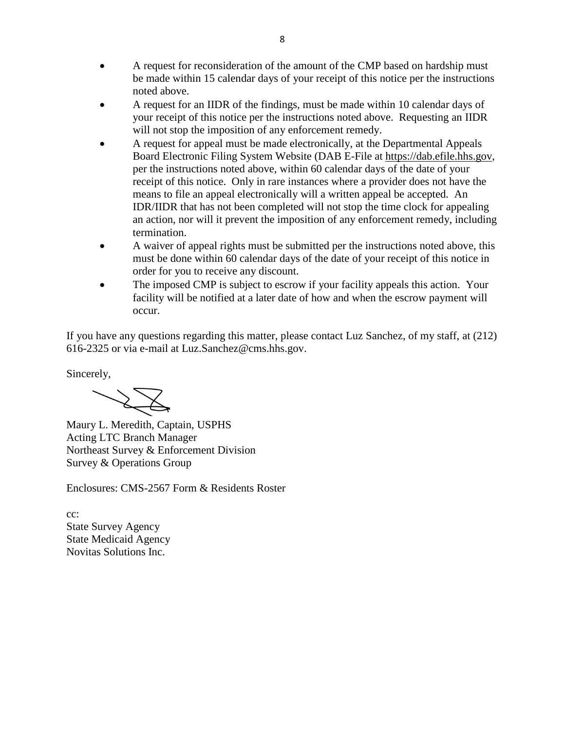- A request for reconsideration of the amount of the CMP based on hardship must be made within 15 calendar days of your receipt of this notice per the instructions noted above.
- A request for an IIDR of the findings, must be made within 10 calendar days of your receipt of this notice per the instructions noted above. Requesting an IIDR will not stop the imposition of any enforcement remedy.
- A request for appeal must be made electronically, at the Departmental Appeals Board Electronic Filing System Website (DAB E-File at https://dab.efile.hhs.gov, per the instructions noted above, within 60 calendar days of the date of your receipt of this notice. Only in rare instances where a provider does not have the means to file an appeal electronically will a written appeal be accepted. An IDR/IIDR that has not been completed will not stop the time clock for appealing an action, nor will it prevent the imposition of any enforcement remedy, including termination.
- A waiver of appeal rights must be submitted per the instructions noted above, this must be done within 60 calendar days of the date of your receipt of this notice in order for you to receive any discount.
- The imposed CMP is subject to escrow if your facility appeals this action. Your facility will be notified at a later date of how and when the escrow payment will occur.

If you have any questions regarding this matter, please contact Luz Sanchez, of my staff, at (212) 616-2325 or via e-mail at Luz.Sanchez@cms.hhs.gov.

Sincerely,

Maury L. Meredith, Captain, USPHS
Acting LTC Branch Manager
Northeast Survey & Enforcement Division
Survey & Operations Group

Enclosures: CMS-2567 Form & Residents Roster

cc:
State Survey Agency
State Medicaid Agency
Novitas Solutions Inc.